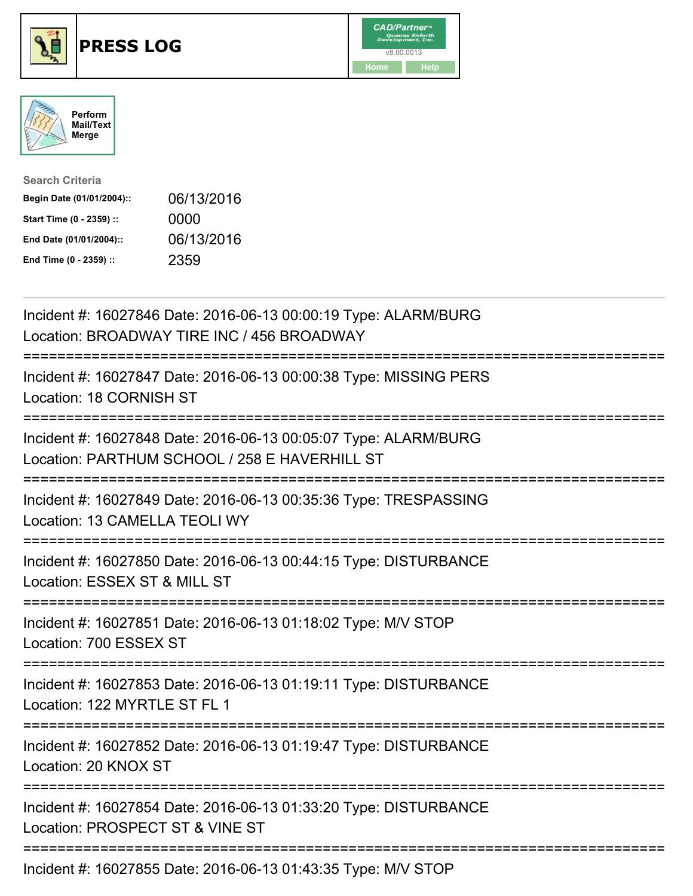# PRESS LOG

CAD/Partner™ v8.00.0013

Home | Help

Perform Mail/Text Merge

**Search Criteria**

| | |
|---|---|
| **Begin Date (01/01/2004)::** | 06/13/2016 |
| **Start Time (0 - 2359) ::** | 0000 |
| **End Date (01/01/2004)::** | 06/13/2016 |
| **End Time (0 - 2359) ::** | 2359 |

---

Incident #: 16027846 Date: 2016-06-13 00:00:19 Type: ALARM/BURG
Location: BROADWAY TIRE INC / 456 BROADWAY

===========================================================================

Incident #: 16027847 Date: 2016-06-13 00:00:38 Type: MISSING PERS
Location: 18 CORNISH ST

===========================================================================

Incident #: 16027848 Date: 2016-06-13 00:05:07 Type: ALARM/BURG
Location: PARTHUM SCHOOL / 258 E HAVERHILL ST

===========================================================================

Incident #: 16027849 Date: 2016-06-13 00:35:36 Type: TRESPASSING
Location: 13 CAMELLA TEOLI WY

===========================================================================

Incident #: 16027850 Date: 2016-06-13 00:44:15 Type: DISTURBANCE
Location: ESSEX ST & MILL ST

===========================================================================

Incident #: 16027851 Date: 2016-06-13 01:18:02 Type: M/V STOP
Location: 700 ESSEX ST

===========================================================================

Incident #: 16027853 Date: 2016-06-13 01:19:11 Type: DISTURBANCE
Location: 122 MYRTLE ST FL 1

===========================================================================

Incident #: 16027852 Date: 2016-06-13 01:19:47 Type: DISTURBANCE
Location: 20 KNOX ST

===========================================================================

Incident #: 16027854 Date: 2016-06-13 01:33:20 Type: DISTURBANCE
Location: PROSPECT ST & VINE ST

===========================================================================

Incident #: 16027855 Date: 2016-06-13 01:43:35 Type: M/V STOP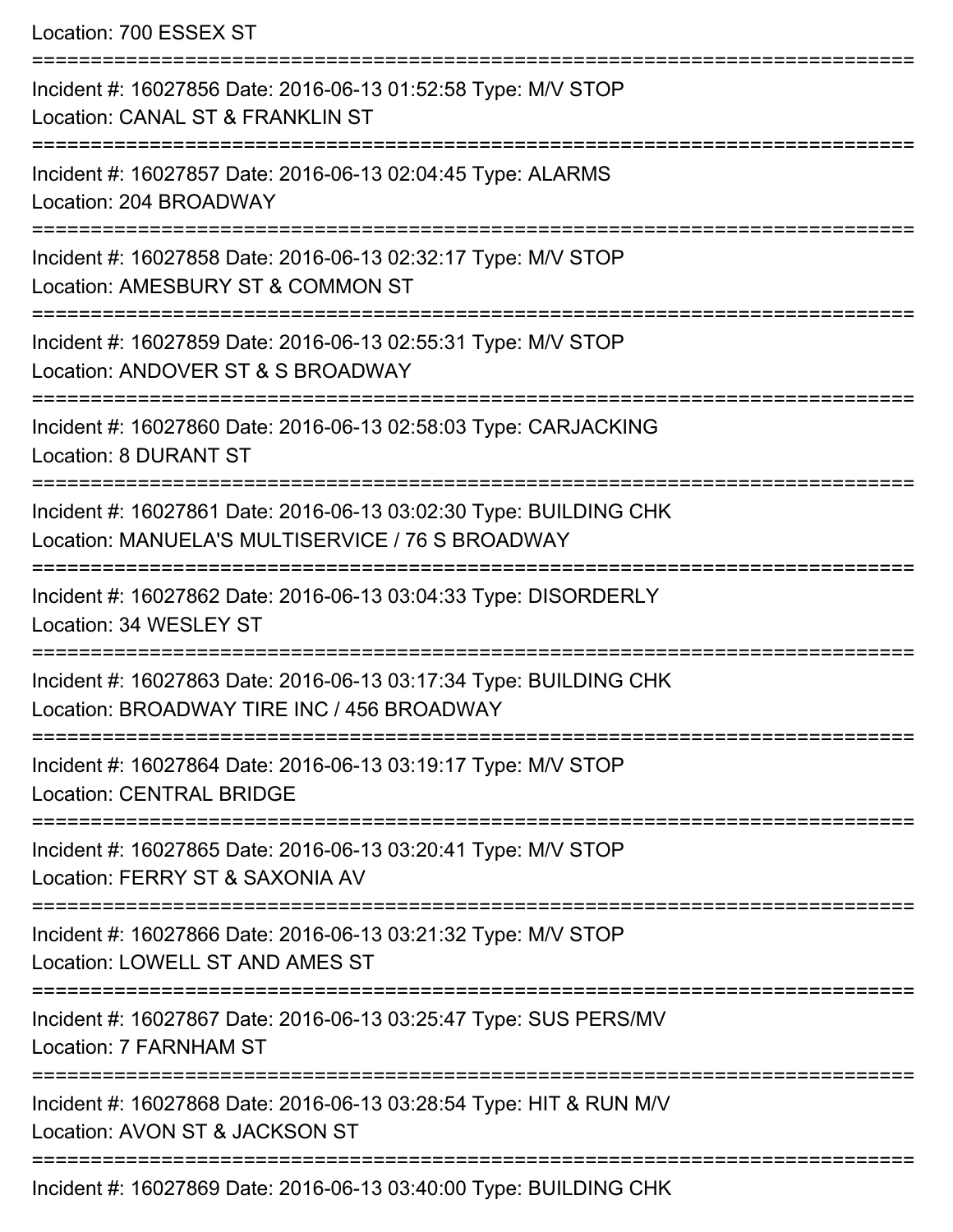Location: 700 ESSEX ST

===========================================================================

Incident #: 16027856 Date: 2016-06-13 01:52:58 Type: M/V STOP
Location: CANAL ST & FRANKLIN ST

===========================================================================

Incident #: 16027857 Date: 2016-06-13 02:04:45 Type: ALARMS
Location: 204 BROADWAY

===========================================================================

Incident #: 16027858 Date: 2016-06-13 02:32:17 Type: M/V STOP
Location: AMESBURY ST & COMMON ST

===========================================================================

Incident #: 16027859 Date: 2016-06-13 02:55:31 Type: M/V STOP
Location: ANDOVER ST & S BROADWAY

===========================================================================

Incident #: 16027860 Date: 2016-06-13 02:58:03 Type: CARJACKING
Location: 8 DURANT ST

===========================================================================

Incident #: 16027861 Date: 2016-06-13 03:02:30 Type: BUILDING CHK
Location: MANUELA'S MULTISERVICE / 76 S BROADWAY

===========================================================================

Incident #: 16027862 Date: 2016-06-13 03:04:33 Type: DISORDERLY
Location: 34 WESLEY ST

===========================================================================

Incident #: 16027863 Date: 2016-06-13 03:17:34 Type: BUILDING CHK
Location: BROADWAY TIRE INC / 456 BROADWAY

===========================================================================

Incident #: 16027864 Date: 2016-06-13 03:19:17 Type: M/V STOP
Location: CENTRAL BRIDGE

===========================================================================

Incident #: 16027865 Date: 2016-06-13 03:20:41 Type: M/V STOP
Location: FERRY ST & SAXONIA AV

===========================================================================

Incident #: 16027866 Date: 2016-06-13 03:21:32 Type: M/V STOP
Location: LOWELL ST AND AMES ST

===========================================================================

Incident #: 16027867 Date: 2016-06-13 03:25:47 Type: SUS PERS/MV
Location: 7 FARNHAM ST

===========================================================================

Incident #: 16027868 Date: 2016-06-13 03:28:54 Type: HIT & RUN M/V
Location: AVON ST & JACKSON ST

===========================================================================

Incident #: 16027869 Date: 2016-06-13 03:40:00 Type: BUILDING CHK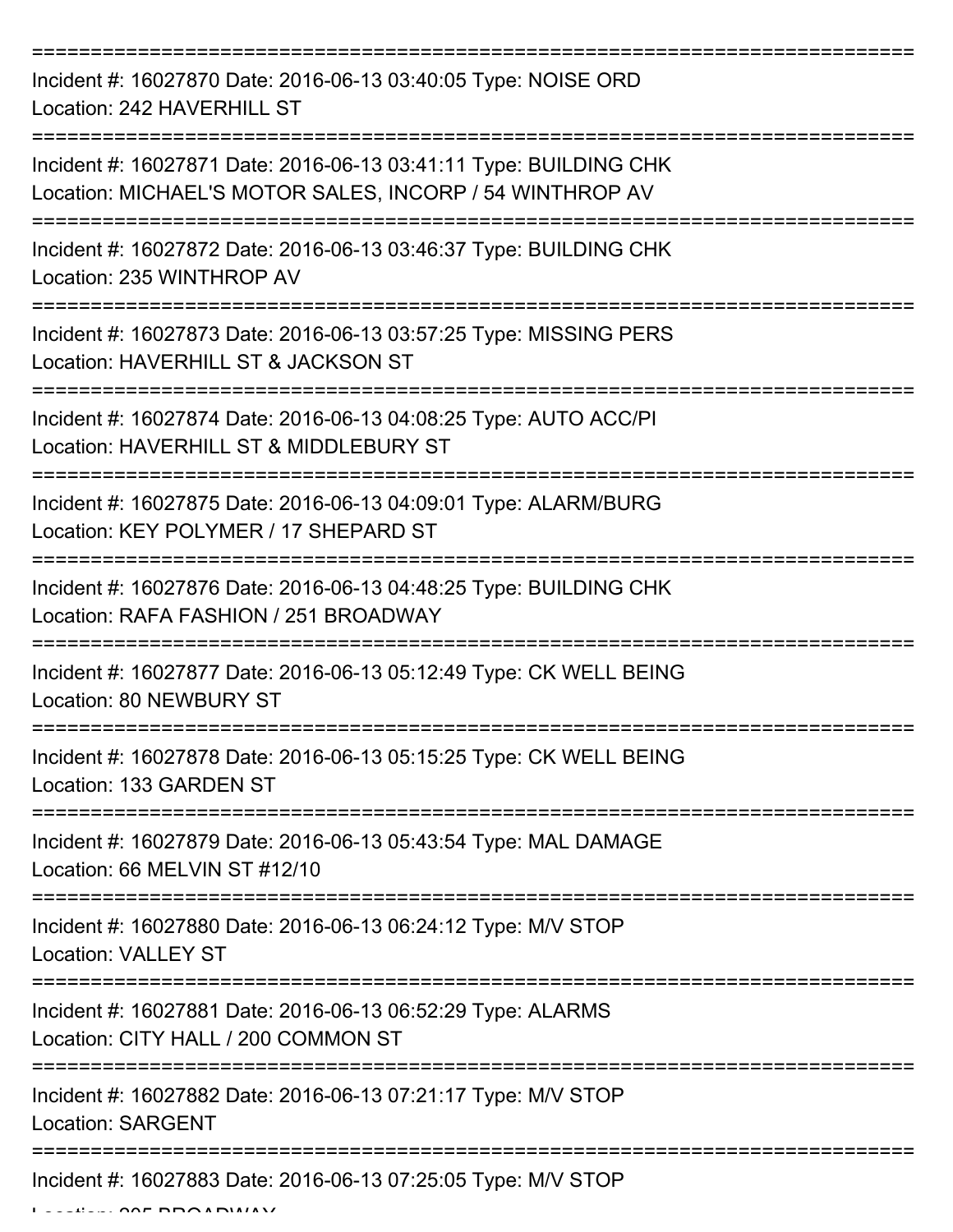===========================================================================
Incident #: 16027870 Date: 2016-06-13 03:40:05 Type: NOISE ORD
Location: 242 HAVERHILL ST
===========================================================================
Incident #: 16027871 Date: 2016-06-13 03:41:11 Type: BUILDING CHK
Location: MICHAEL'S MOTOR SALES, INCORP / 54 WINTHROP AV
===========================================================================
Incident #: 16027872 Date: 2016-06-13 03:46:37 Type: BUILDING CHK
Location: 235 WINTHROP AV
===========================================================================
Incident #: 16027873 Date: 2016-06-13 03:57:25 Type: MISSING PERS
Location: HAVERHILL ST & JACKSON ST
===========================================================================
Incident #: 16027874 Date: 2016-06-13 04:08:25 Type: AUTO ACC/PI
Location: HAVERHILL ST & MIDDLEBURY ST
===========================================================================
Incident #: 16027875 Date: 2016-06-13 04:09:01 Type: ALARM/BURG
Location: KEY POLYMER / 17 SHEPARD ST
===========================================================================
Incident #: 16027876 Date: 2016-06-13 04:48:25 Type: BUILDING CHK
Location: RAFA FASHION / 251 BROADWAY
===========================================================================
Incident #: 16027877 Date: 2016-06-13 05:12:49 Type: CK WELL BEING
Location: 80 NEWBURY ST
===========================================================================
Incident #: 16027878 Date: 2016-06-13 05:15:25 Type: CK WELL BEING
Location: 133 GARDEN ST
===========================================================================
Incident #: 16027879 Date: 2016-06-13 05:43:54 Type: MAL DAMAGE
Location: 66 MELVIN ST #12/10
===========================================================================
Incident #: 16027880 Date: 2016-06-13 06:24:12 Type: M/V STOP
Location: VALLEY ST
===========================================================================
Incident #: 16027881 Date: 2016-06-13 06:52:29 Type: ALARMS
Location: CITY HALL / 200 COMMON ST
===========================================================================
Incident #: 16027882 Date: 2016-06-13 07:21:17 Type: M/V STOP
Location: SARGENT
===========================================================================
Incident #: 16027883 Date: 2016-06-13 07:25:05 Type: M/V STOP
Location: 205 BROADWAY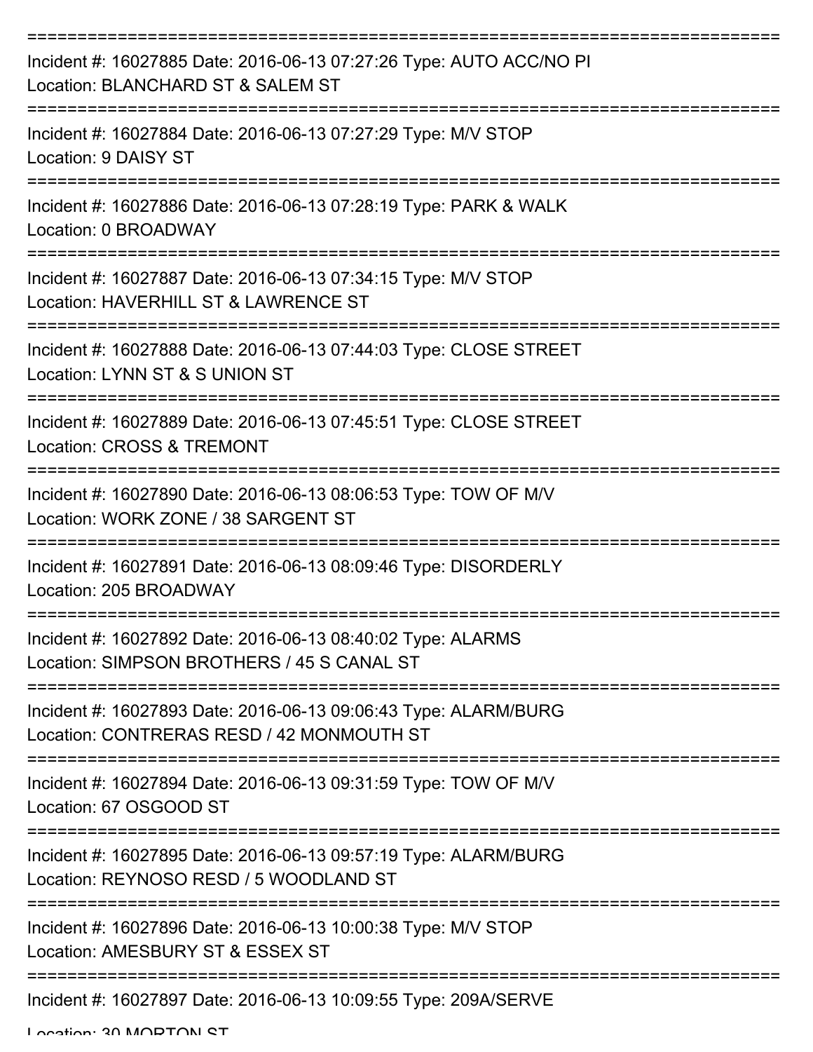===========================================================================
Incident #: 16027885 Date: 2016-06-13 07:27:26 Type: AUTO ACC/NO PI
Location: BLANCHARD ST & SALEM ST
===========================================================================
Incident #: 16027884 Date: 2016-06-13 07:27:29 Type: M/V STOP
Location: 9 DAISY ST
===========================================================================
Incident #: 16027886 Date: 2016-06-13 07:28:19 Type: PARK & WALK
Location: 0 BROADWAY
===========================================================================
Incident #: 16027887 Date: 2016-06-13 07:34:15 Type: M/V STOP
Location: HAVERHILL ST & LAWRENCE ST
===========================================================================
Incident #: 16027888 Date: 2016-06-13 07:44:03 Type: CLOSE STREET
Location: LYNN ST & S UNION ST
===========================================================================
Incident #: 16027889 Date: 2016-06-13 07:45:51 Type: CLOSE STREET
Location: CROSS & TREMONT
===========================================================================
Incident #: 16027890 Date: 2016-06-13 08:06:53 Type: TOW OF M/V
Location: WORK ZONE / 38 SARGENT ST
===========================================================================
Incident #: 16027891 Date: 2016-06-13 08:09:46 Type: DISORDERLY
Location: 205 BROADWAY
===========================================================================
Incident #: 16027892 Date: 2016-06-13 08:40:02 Type: ALARMS
Location: SIMPSON BROTHERS / 45 S CANAL ST
===========================================================================
Incident #: 16027893 Date: 2016-06-13 09:06:43 Type: ALARM/BURG
Location: CONTRERAS RESD / 42 MONMOUTH ST
===========================================================================
Incident #: 16027894 Date: 2016-06-13 09:31:59 Type: TOW OF M/V
Location: 67 OSGOOD ST
===========================================================================
Incident #: 16027895 Date: 2016-06-13 09:57:19 Type: ALARM/BURG
Location: REYNOSO RESD / 5 WOODLAND ST
===========================================================================
Incident #: 16027896 Date: 2016-06-13 10:00:38 Type: M/V STOP
Location: AMESBURY ST & ESSEX ST
===========================================================================
Incident #: 16027897 Date: 2016-06-13 10:09:55 Type: 209A/SERVE
Location: 30 MORTON ST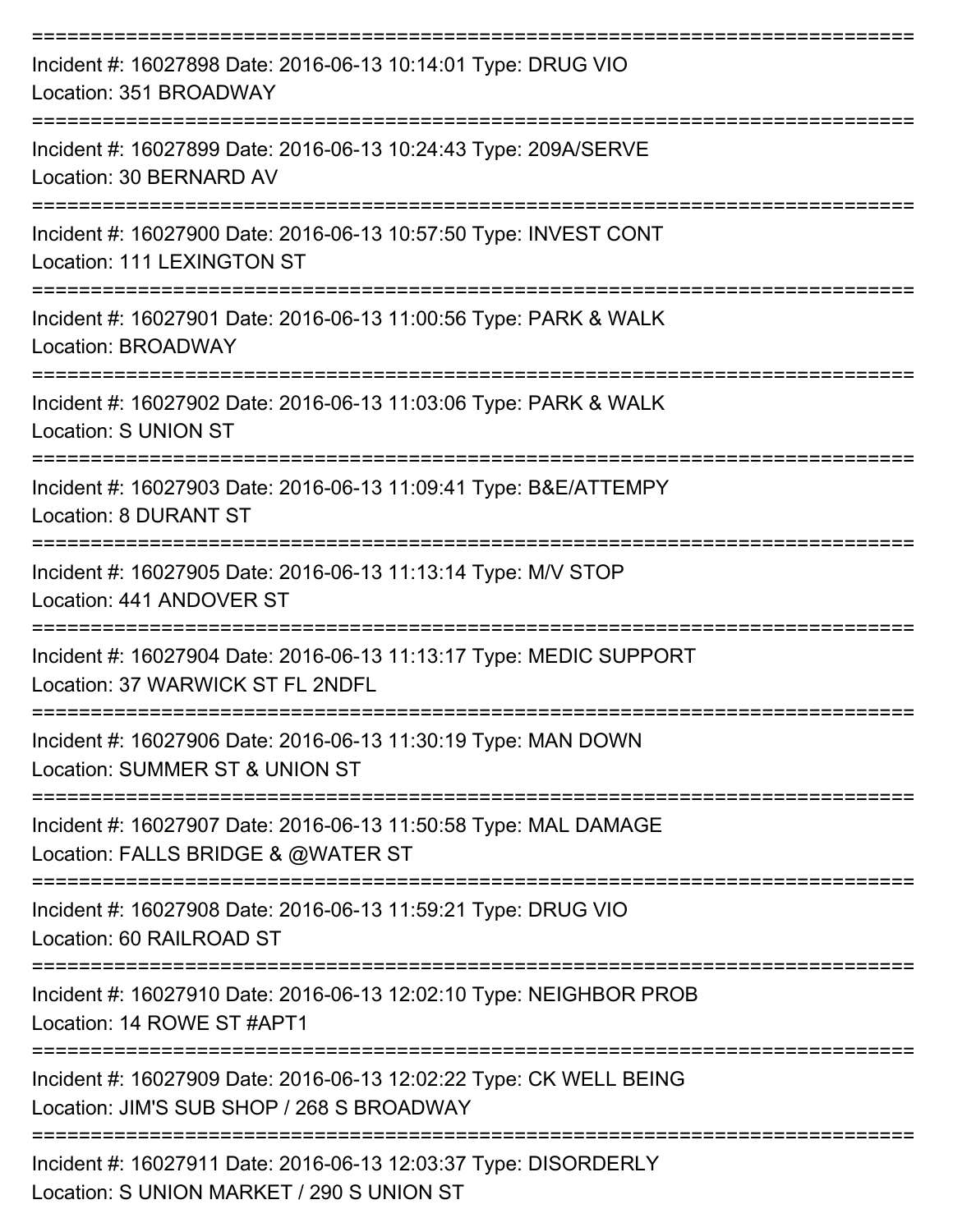===========================================================================

Incident #: 16027898 Date: 2016-06-13 10:14:01 Type: DRUG VIO
Location: 351 BROADWAY

===========================================================================

Incident #: 16027899 Date: 2016-06-13 10:24:43 Type: 209A/SERVE
Location: 30 BERNARD AV

===========================================================================

Incident #: 16027900 Date: 2016-06-13 10:57:50 Type: INVEST CONT
Location: 111 LEXINGTON ST

===========================================================================

Incident #: 16027901 Date: 2016-06-13 11:00:56 Type: PARK & WALK
Location: BROADWAY

===========================================================================

Incident #: 16027902 Date: 2016-06-13 11:03:06 Type: PARK & WALK
Location: S UNION ST

===========================================================================

Incident #: 16027903 Date: 2016-06-13 11:09:41 Type: B&E/ATTEMPY
Location: 8 DURANT ST

===========================================================================

Incident #: 16027905 Date: 2016-06-13 11:13:14 Type: M/V STOP
Location: 441 ANDOVER ST

===========================================================================

Incident #: 16027904 Date: 2016-06-13 11:13:17 Type: MEDIC SUPPORT
Location: 37 WARWICK ST FL 2NDFL

===========================================================================

Incident #: 16027906 Date: 2016-06-13 11:30:19 Type: MAN DOWN
Location: SUMMER ST & UNION ST

===========================================================================

Incident #: 16027907 Date: 2016-06-13 11:50:58 Type: MAL DAMAGE
Location: FALLS BRIDGE & @WATER ST

===========================================================================

Incident #: 16027908 Date: 2016-06-13 11:59:21 Type: DRUG VIO
Location: 60 RAILROAD ST

===========================================================================

Incident #: 16027910 Date: 2016-06-13 12:02:10 Type: NEIGHBOR PROB
Location: 14 ROWE ST #APT1

===========================================================================

Incident #: 16027909 Date: 2016-06-13 12:02:22 Type: CK WELL BEING
Location: JIM'S SUB SHOP / 268 S BROADWAY

===========================================================================

Incident #: 16027911 Date: 2016-06-13 12:03:37 Type: DISORDERLY
Location: S UNION MARKET / 290 S UNION ST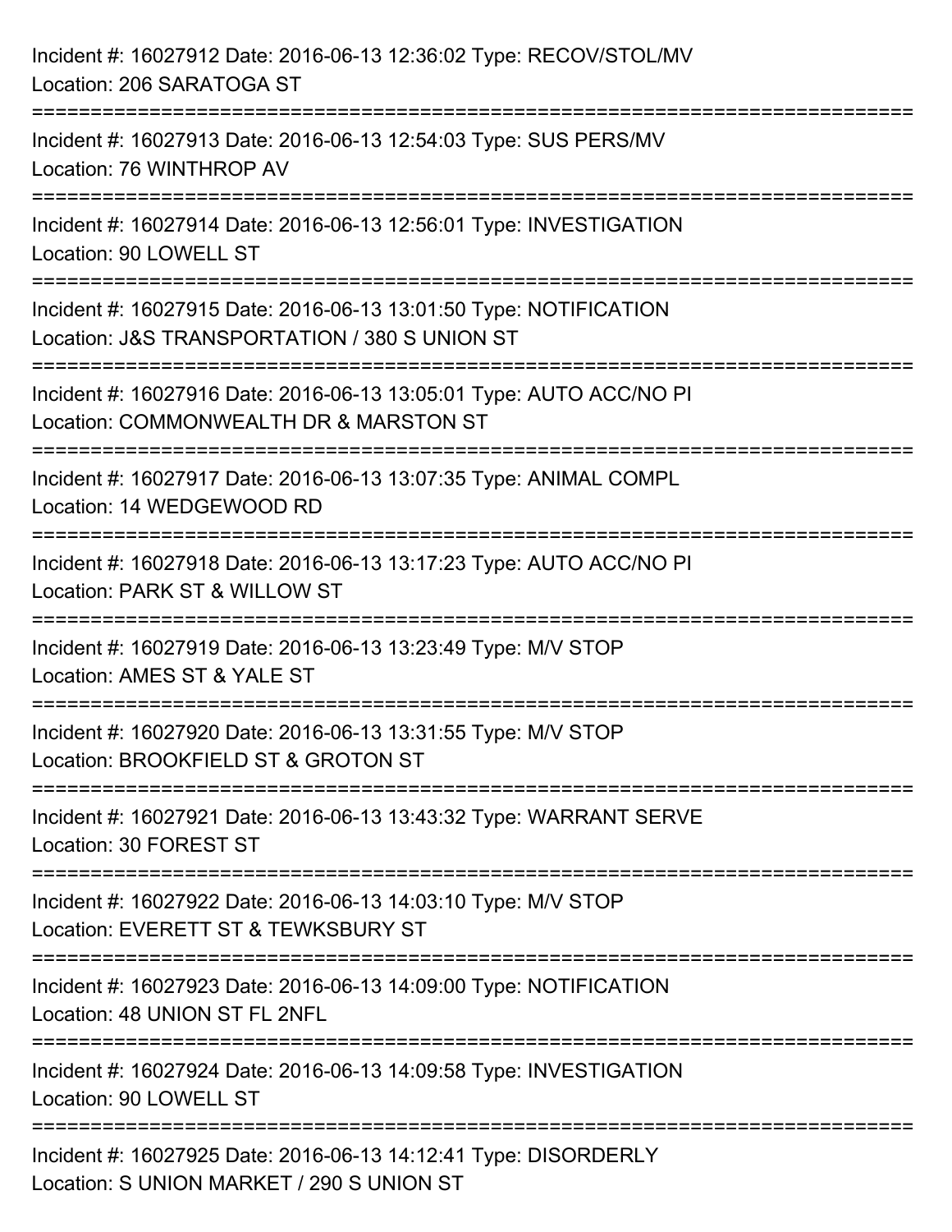Incident #: 16027912 Date: 2016-06-13 12:36:02 Type: RECOV/STOL/MV
Location: 206 SARATOGA ST

===========================================================================

Incident #: 16027913 Date: 2016-06-13 12:54:03 Type: SUS PERS/MV
Location: 76 WINTHROP AV

===========================================================================

Incident #: 16027914 Date: 2016-06-13 12:56:01 Type: INVESTIGATION
Location: 90 LOWELL ST

===========================================================================

Incident #: 16027915 Date: 2016-06-13 13:01:50 Type: NOTIFICATION
Location: J&S TRANSPORTATION / 380 S UNION ST

===========================================================================

Incident #: 16027916 Date: 2016-06-13 13:05:01 Type: AUTO ACC/NO PI
Location: COMMONWEALTH DR & MARSTON ST

===========================================================================

Incident #: 16027917 Date: 2016-06-13 13:07:35 Type: ANIMAL COMPL
Location: 14 WEDGEWOOD RD

===========================================================================

Incident #: 16027918 Date: 2016-06-13 13:17:23 Type: AUTO ACC/NO PI
Location: PARK ST & WILLOW ST

===========================================================================

Incident #: 16027919 Date: 2016-06-13 13:23:49 Type: M/V STOP
Location: AMES ST & YALE ST

===========================================================================

Incident #: 16027920 Date: 2016-06-13 13:31:55 Type: M/V STOP
Location: BROOKFIELD ST & GROTON ST

===========================================================================

Incident #: 16027921 Date: 2016-06-13 13:43:32 Type: WARRANT SERVE
Location: 30 FOREST ST

===========================================================================

Incident #: 16027922 Date: 2016-06-13 14:03:10 Type: M/V STOP
Location: EVERETT ST & TEWKSBURY ST

===========================================================================

Incident #: 16027923 Date: 2016-06-13 14:09:00 Type: NOTIFICATION
Location: 48 UNION ST FL 2NFL

===========================================================================

Incident #: 16027924 Date: 2016-06-13 14:09:58 Type: INVESTIGATION
Location: 90 LOWELL ST

===========================================================================

Incident #: 16027925 Date: 2016-06-13 14:12:41 Type: DISORDERLY
Location: S UNION MARKET / 290 S UNION ST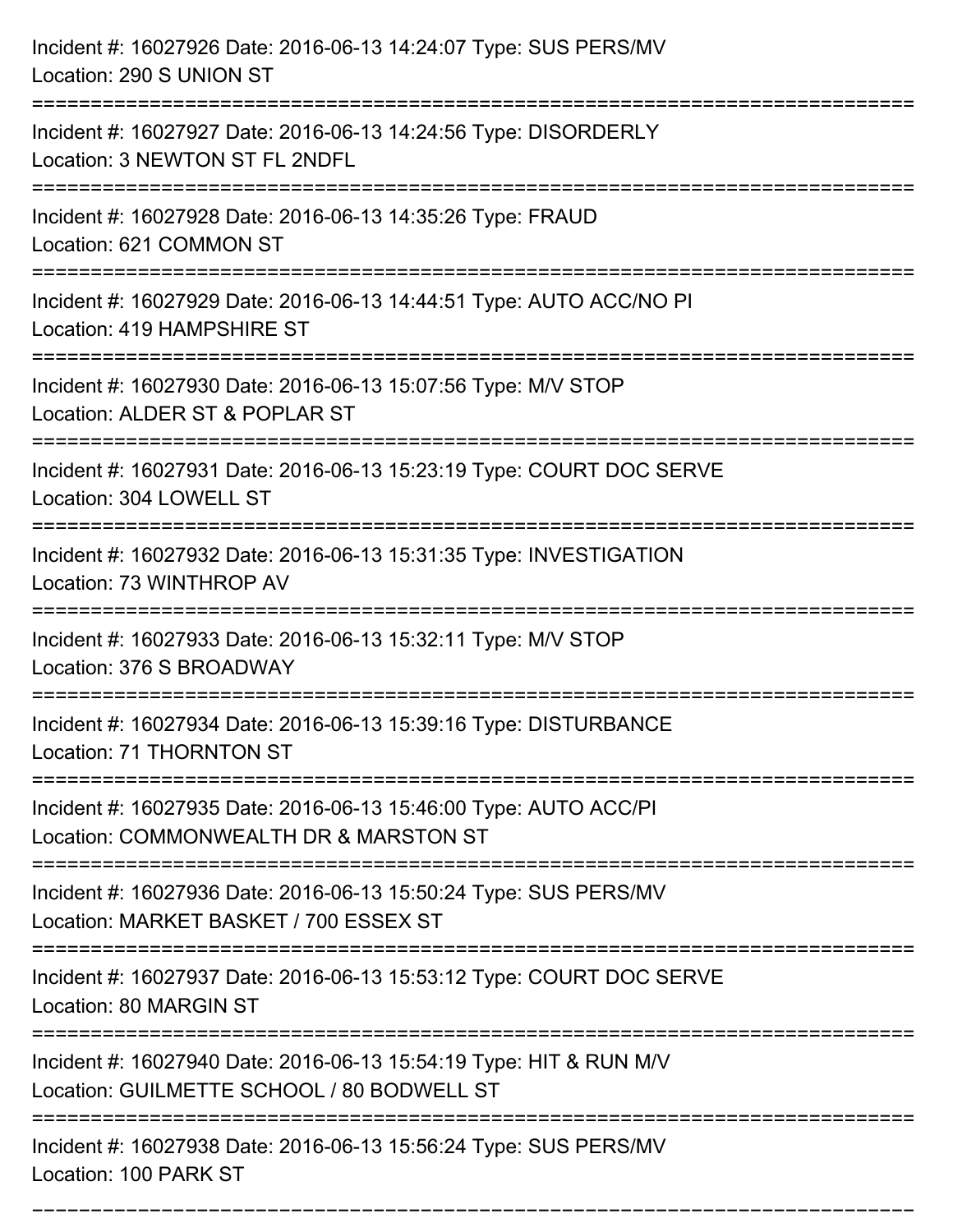Incident #: 16027926 Date: 2016-06-13 14:24:07 Type: SUS PERS/MV
Location: 290 S UNION ST

===========================================================================

Incident #: 16027927 Date: 2016-06-13 14:24:56 Type: DISORDERLY
Location: 3 NEWTON ST FL 2NDFL

===========================================================================

Incident #: 16027928 Date: 2016-06-13 14:35:26 Type: FRAUD
Location: 621 COMMON ST

===========================================================================

Incident #: 16027929 Date: 2016-06-13 14:44:51 Type: AUTO ACC/NO PI
Location: 419 HAMPSHIRE ST

===========================================================================

Incident #: 16027930 Date: 2016-06-13 15:07:56 Type: M/V STOP
Location: ALDER ST & POPLAR ST

===========================================================================

Incident #: 16027931 Date: 2016-06-13 15:23:19 Type: COURT DOC SERVE
Location: 304 LOWELL ST

===========================================================================

Incident #: 16027932 Date: 2016-06-13 15:31:35 Type: INVESTIGATION
Location: 73 WINTHROP AV

===========================================================================

Incident #: 16027933 Date: 2016-06-13 15:32:11 Type: M/V STOP
Location: 376 S BROADWAY

===========================================================================

Incident #: 16027934 Date: 2016-06-13 15:39:16 Type: DISTURBANCE
Location: 71 THORNTON ST

===========================================================================

Incident #: 16027935 Date: 2016-06-13 15:46:00 Type: AUTO ACC/PI
Location: COMMONWEALTH DR & MARSTON ST

===========================================================================

Incident #: 16027936 Date: 2016-06-13 15:50:24 Type: SUS PERS/MV
Location: MARKET BASKET / 700 ESSEX ST

===========================================================================

Incident #: 16027937 Date: 2016-06-13 15:53:12 Type: COURT DOC SERVE
Location: 80 MARGIN ST

===========================================================================

Incident #: 16027940 Date: 2016-06-13 15:54:19 Type: HIT & RUN M/V
Location: GUILMETTE SCHOOL / 80 BODWELL ST

===========================================================================

Incident #: 16027938 Date: 2016-06-13 15:56:24 Type: SUS PERS/MV
Location: 100 PARK ST

===========================================================================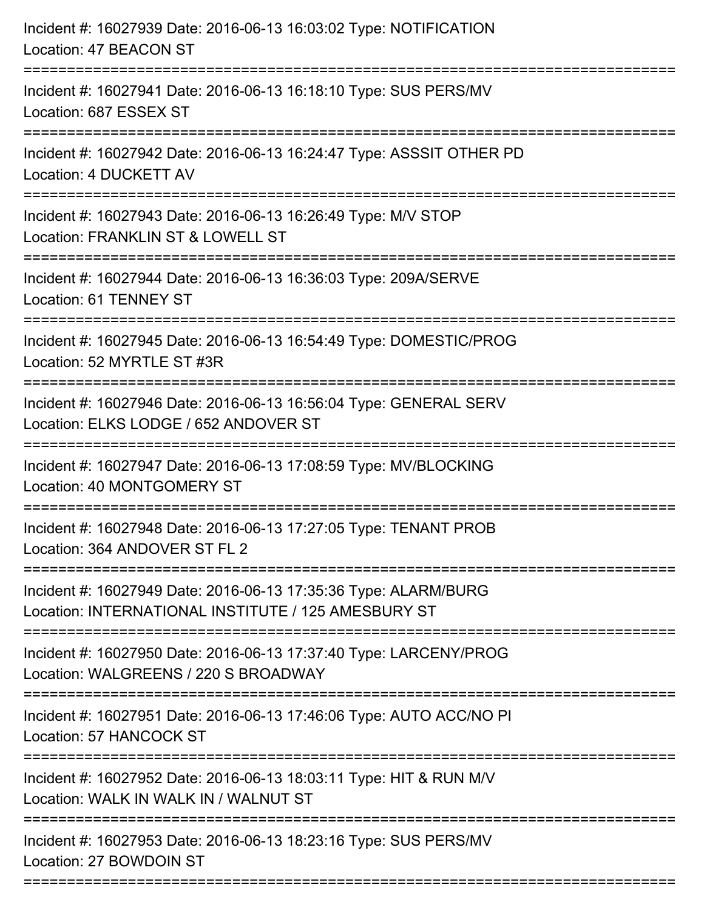Incident #: 16027939 Date: 2016-06-13 16:03:02 Type: NOTIFICATION
Location: 47 BEACON ST

===========================================================================

Incident #: 16027941 Date: 2016-06-13 16:18:10 Type: SUS PERS/MV
Location: 687 ESSEX ST

===========================================================================

Incident #: 16027942 Date: 2016-06-13 16:24:47 Type: ASSSIT OTHER PD
Location: 4 DUCKETT AV

===========================================================================

Incident #: 16027943 Date: 2016-06-13 16:26:49 Type: M/V STOP
Location: FRANKLIN ST & LOWELL ST

===========================================================================

Incident #: 16027944 Date: 2016-06-13 16:36:03 Type: 209A/SERVE
Location: 61 TENNEY ST

===========================================================================

Incident #: 16027945 Date: 2016-06-13 16:54:49 Type: DOMESTIC/PROG
Location: 52 MYRTLE ST #3R

===========================================================================

Incident #: 16027946 Date: 2016-06-13 16:56:04 Type: GENERAL SERV
Location: ELKS LODGE / 652 ANDOVER ST

===========================================================================

Incident #: 16027947 Date: 2016-06-13 17:08:59 Type: MV/BLOCKING
Location: 40 MONTGOMERY ST

===========================================================================

Incident #: 16027948 Date: 2016-06-13 17:27:05 Type: TENANT PROB
Location: 364 ANDOVER ST FL 2

===========================================================================

Incident #: 16027949 Date: 2016-06-13 17:35:36 Type: ALARM/BURG
Location: INTERNATIONAL INSTITUTE / 125 AMESBURY ST

===========================================================================

Incident #: 16027950 Date: 2016-06-13 17:37:40 Type: LARCENY/PROG
Location: WALGREENS / 220 S BROADWAY

===========================================================================

Incident #: 16027951 Date: 2016-06-13 17:46:06 Type: AUTO ACC/NO PI
Location: 57 HANCOCK ST

===========================================================================

Incident #: 16027952 Date: 2016-06-13 18:03:11 Type: HIT & RUN M/V
Location: WALK IN WALK IN / WALNUT ST

===========================================================================

Incident #: 16027953 Date: 2016-06-13 18:23:16 Type: SUS PERS/MV
Location: 27 BOWDOIN ST

===========================================================================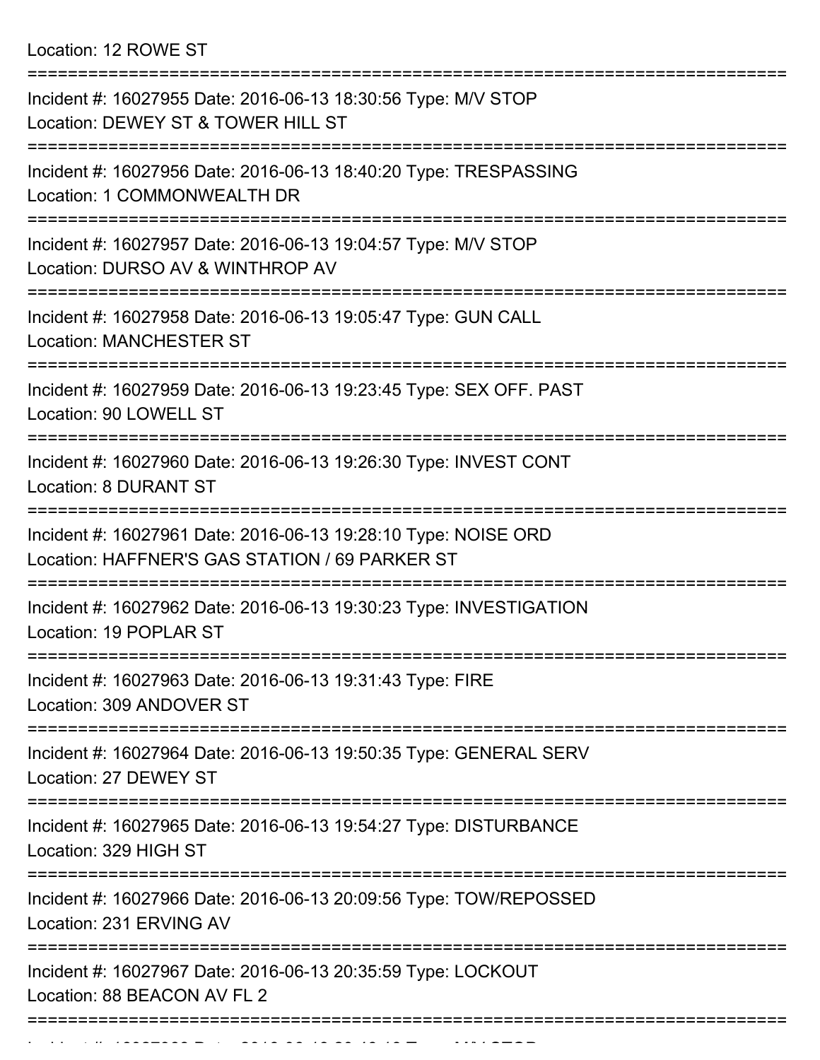Location: 12 ROWE ST

===========================================================================

Incident #: 16027955 Date: 2016-06-13 18:30:56 Type: M/V STOP
Location: DEWEY ST & TOWER HILL ST

===========================================================================

Incident #: 16027956 Date: 2016-06-13 18:40:20 Type: TRESPASSING
Location: 1 COMMONWEALTH DR

===========================================================================

Incident #: 16027957 Date: 2016-06-13 19:04:57 Type: M/V STOP
Location: DURSO AV & WINTHROP AV

===========================================================================

Incident #: 16027958 Date: 2016-06-13 19:05:47 Type: GUN CALL
Location: MANCHESTER ST

===========================================================================

Incident #: 16027959 Date: 2016-06-13 19:23:45 Type: SEX OFF. PAST
Location: 90 LOWELL ST

===========================================================================

Incident #: 16027960 Date: 2016-06-13 19:26:30 Type: INVEST CONT
Location: 8 DURANT ST

===========================================================================

Incident #: 16027961 Date: 2016-06-13 19:28:10 Type: NOISE ORD
Location: HAFFNER'S GAS STATION / 69 PARKER ST

===========================================================================

Incident #: 16027962 Date: 2016-06-13 19:30:23 Type: INVESTIGATION
Location: 19 POPLAR ST

===========================================================================

Incident #: 16027963 Date: 2016-06-13 19:31:43 Type: FIRE
Location: 309 ANDOVER ST

===========================================================================

Incident #: 16027964 Date: 2016-06-13 19:50:35 Type: GENERAL SERV
Location: 27 DEWEY ST

===========================================================================

Incident #: 16027965 Date: 2016-06-13 19:54:27 Type: DISTURBANCE
Location: 329 HIGH ST

===========================================================================

Incident #: 16027966 Date: 2016-06-13 20:09:56 Type: TOW/REPOSSED
Location: 231 ERVING AV

===========================================================================

Incident #: 16027967 Date: 2016-06-13 20:35:59 Type: LOCKOUT
Location: 88 BEACON AV FL 2

===========================================================================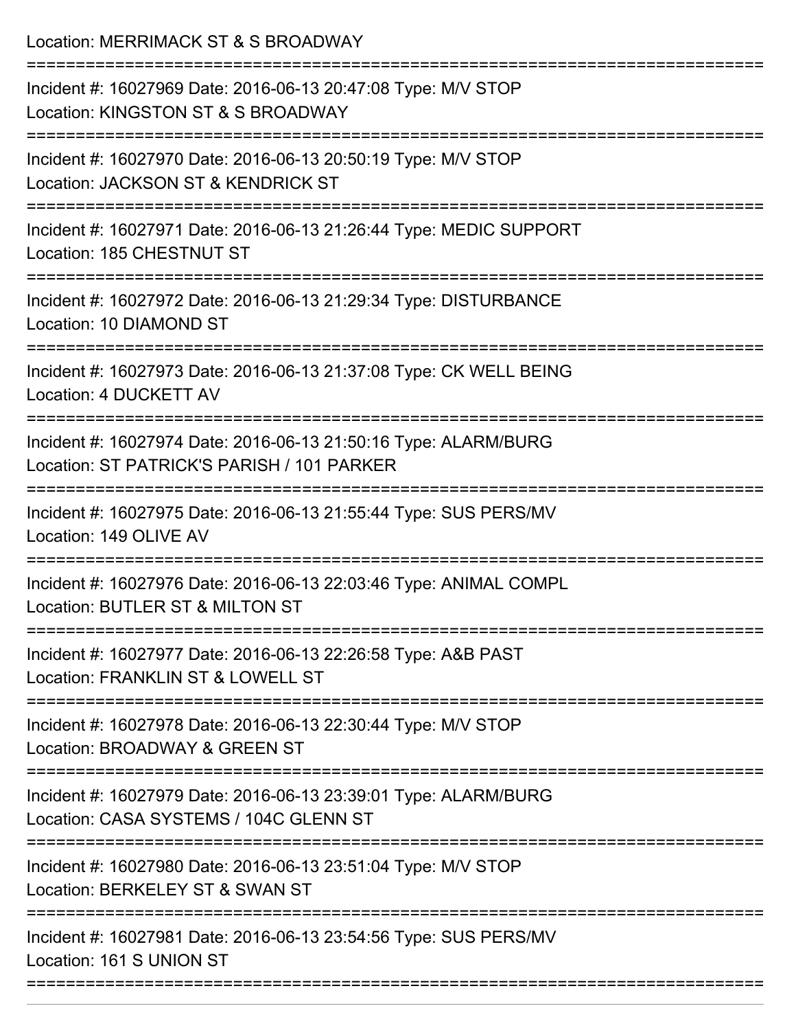Location: MERRIMACK ST & S BROADWAY

===========================================================================

Incident #: 16027969 Date: 2016-06-13 20:47:08 Type: M/V STOP
Location: KINGSTON ST & S BROADWAY

===========================================================================

Incident #: 16027970 Date: 2016-06-13 20:50:19 Type: M/V STOP
Location: JACKSON ST & KENDRICK ST

===========================================================================

Incident #: 16027971 Date: 2016-06-13 21:26:44 Type: MEDIC SUPPORT
Location: 185 CHESTNUT ST

===========================================================================

Incident #: 16027972 Date: 2016-06-13 21:29:34 Type: DISTURBANCE
Location: 10 DIAMOND ST

===========================================================================

Incident #: 16027973 Date: 2016-06-13 21:37:08 Type: CK WELL BEING
Location: 4 DUCKETT AV

===========================================================================

Incident #: 16027974 Date: 2016-06-13 21:50:16 Type: ALARM/BURG
Location: ST PATRICK'S PARISH / 101 PARKER

===========================================================================

Incident #: 16027975 Date: 2016-06-13 21:55:44 Type: SUS PERS/MV
Location: 149 OLIVE AV

===========================================================================

Incident #: 16027976 Date: 2016-06-13 22:03:46 Type: ANIMAL COMPL
Location: BUTLER ST & MILTON ST

===========================================================================

Incident #: 16027977 Date: 2016-06-13 22:26:58 Type: A&B PAST
Location: FRANKLIN ST & LOWELL ST

===========================================================================

Incident #: 16027978 Date: 2016-06-13 22:30:44 Type: M/V STOP
Location: BROADWAY & GREEN ST

===========================================================================

Incident #: 16027979 Date: 2016-06-13 23:39:01 Type: ALARM/BURG
Location: CASA SYSTEMS / 104C GLENN ST

===========================================================================

Incident #: 16027980 Date: 2016-06-13 23:51:04 Type: M/V STOP
Location: BERKELEY ST & SWAN ST

===========================================================================

Incident #: 16027981 Date: 2016-06-13 23:54:56 Type: SUS PERS/MV
Location: 161 S UNION ST

===========================================================================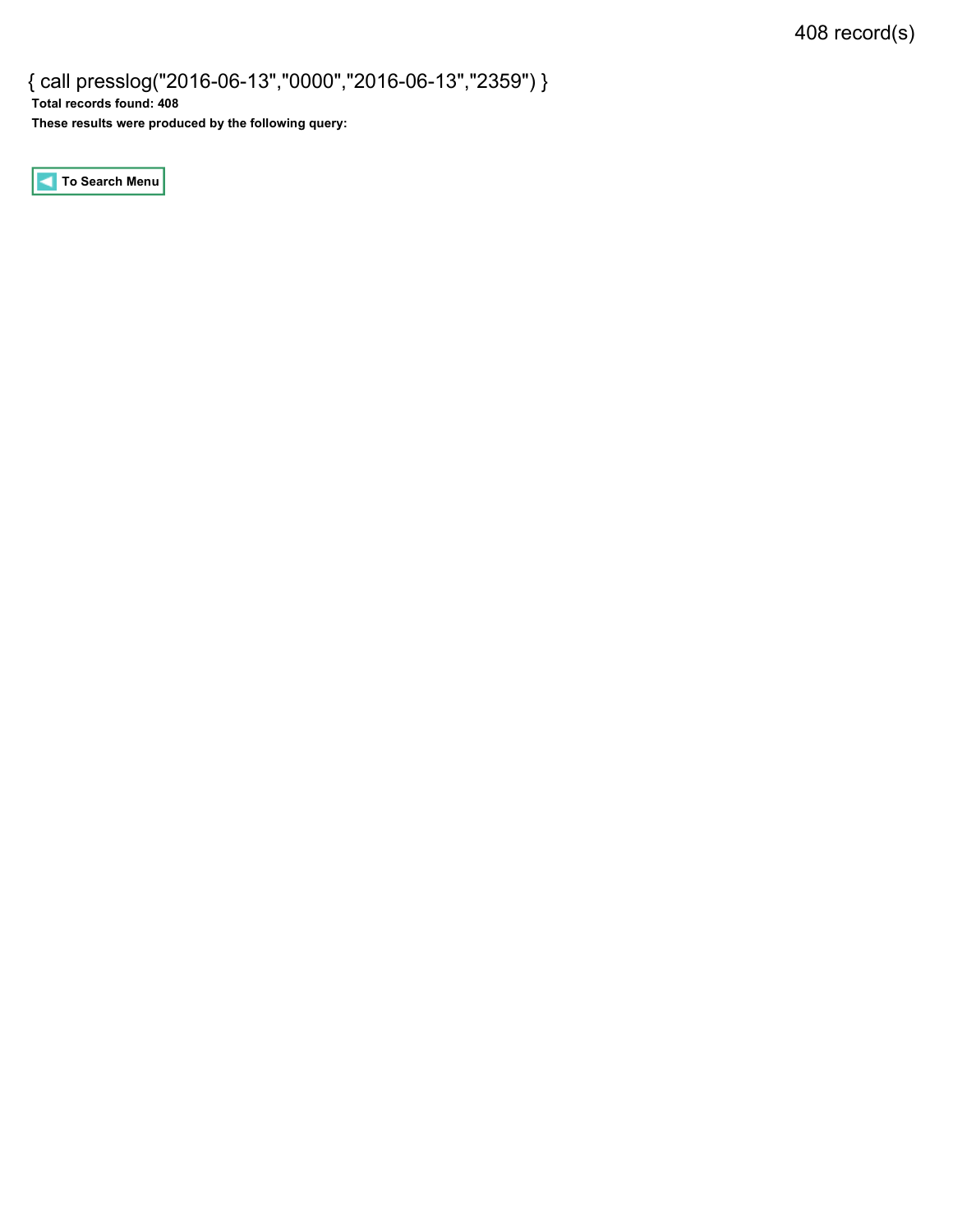408 record(s)

{ call presslog("2016-06-13","0000","2016-06-13","2359") }

**Total records found: 408**

**These results were produced by the following query:**

**To Search Menu**